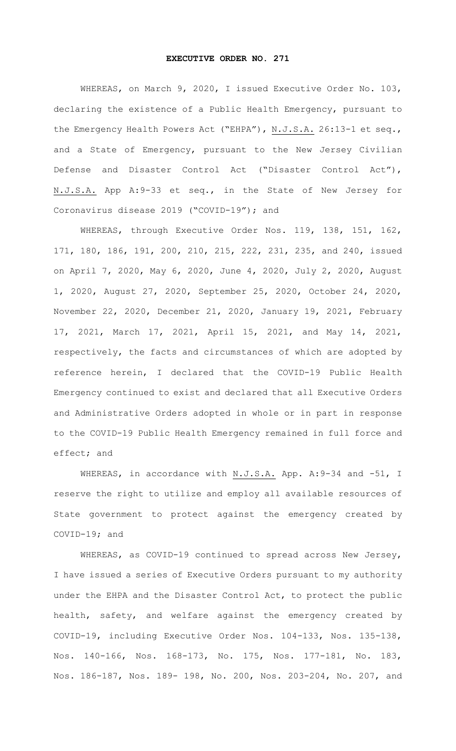# EXECUTIVE ORDER NO. 271

WHEREAS, on March 9, 2020, I issued Executive Order No. 103, declaring the existence of a Public Health Emergency, pursuant to the Emergency Health Powers Act ("EHPA"), N.J.S.A. 26:13-1 et seq., and a State of Emergency, pursuant to the New Jersey Civilian Defense and Disaster Control Act ("Disaster Control Act"), N.J.S.A. App A:9-33 et seq., in the State of New Jersey for Coronavirus disease 2019 ("COVID-19"); and

WHEREAS, through Executive Order Nos. 119, 138, 151, 162, 171, 180, 186, 191, 200, 210, 215, 222, 231, 235, and 240, issued on April 7, 2020, May 6, 2020, June 4, 2020, July 2, 2020, August 1, 2020, August 27, 2020, September 25, 2020, October 24, 2020, November 22, 2020, December 21, 2020, January 19, 2021, February 17, 2021, March 17, 2021, April 15, 2021, and May 14, 2021, respectively, the facts and circumstances of which are adopted by reference herein, I declared that the COVID-19 Public Health Emergency continued to exist and declared that all Executive Orders and Administrative Orders adopted in whole or in part in response to the COVID-19 Public Health Emergency remained in full force and effect; and

WHEREAS, in accordance with N.J.S.A. App. A:9-34 and -51, I reserve the right to utilize and employ all available resources of State government to protect against the emergency created by COVID-19; and

WHEREAS, as COVID-19 continued to spread across New Jersey, I have issued a series of Executive Orders pursuant to my authority under the EHPA and the Disaster Control Act, to protect the public health, safety, and welfare against the emergency created by COVID-19, including Executive Order Nos. 104-133, Nos. 135-138, Nos. 140-166, Nos. 168-173, No. 175, Nos. 177-181, No. 183, Nos. 186-187, Nos. 189- 198, No. 200, Nos. 203-204, No. 207, and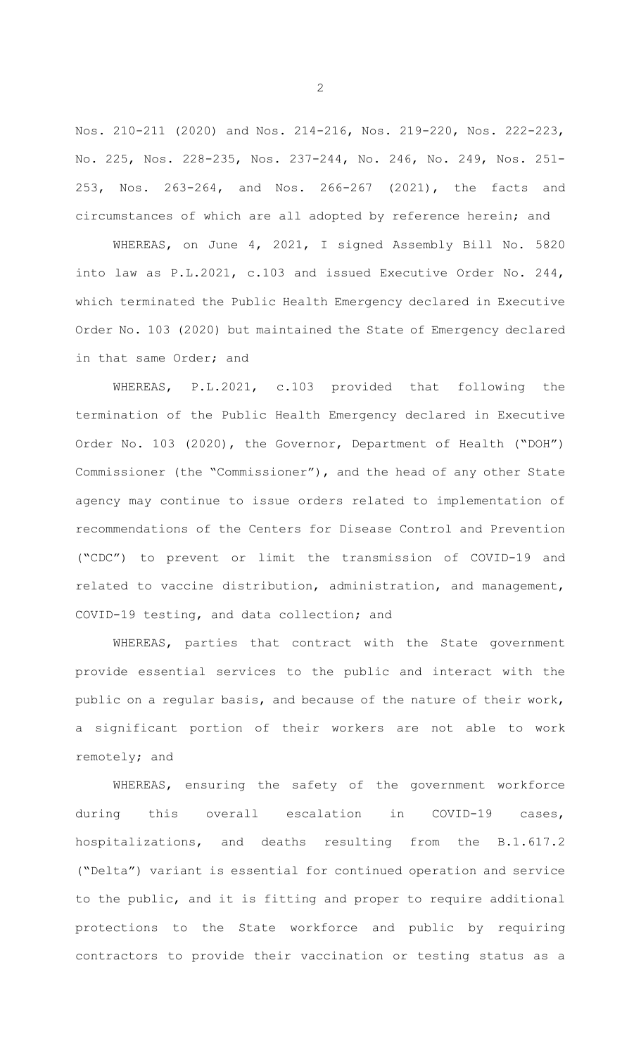Nos. 210-211 (2020) and Nos. 214-216, Nos. 219-220, Nos. 222-223, No. 225, Nos. 228-235, Nos. 237-244, No. 246, No. 249, Nos. 251-253, Nos. 263-264, and Nos. 266-267 (2021), the facts and circumstances of which are all adopted by reference herein; and

WHEREAS, on June 4, 2021, I signed Assembly Bill No. 5820 into law as P.L.2021, c.103 and issued Executive Order No. 244, which terminated the Public Health Emergency declared in Executive Order No. 103 (2020) but maintained the State of Emergency declared in that same Order; and

WHEREAS, P.L.2021, c.103 provided that following the termination of the Public Health Emergency declared in Executive Order No. 103 (2020), the Governor, Department of Health ("DOH") Commissioner (the "Commissioner"), and the head of any other State agency may continue to issue orders related to implementation of recommendations of the Centers for Disease Control and Prevention ("CDC") to prevent or limit the transmission of COVID-19 and related to vaccine distribution, administration, and management, COVID-19 testing, and data collection; and

WHEREAS, parties that contract with the State government provide essential services to the public and interact with the public on a regular basis, and because of the nature of their work, a significant portion of their workers are not able to work remotely; and

WHEREAS, ensuring the safety of the government workforce during this overall escalation in COVID-19 cases, hospitalizations, and deaths resulting from the B.1.617.2 ("Delta") variant is essential for continued operation and service to the public, and it is fitting and proper to require additional protections to the State workforce and public by requiring contractors to provide their vaccination or testing status as a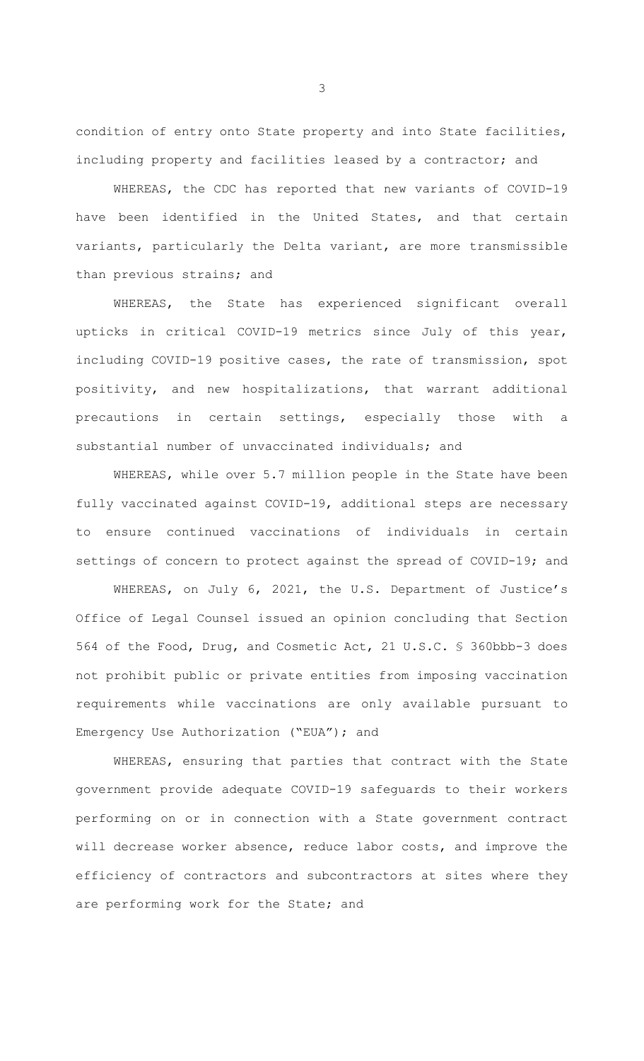condition of entry onto State property and into State facilities, including property and facilities leased by a contractor; and

WHEREAS, the CDC has reported that new variants of COVID-19 have been identified in the United States, and that certain variants, particularly the Delta variant, are more transmissible than previous strains; and

WHEREAS, the State has experienced significant overall upticks in critical COVID-19 metrics since July of this year, including COVID-19 positive cases, the rate of transmission, spot positivity, and new hospitalizations, that warrant additional precautions in certain settings, especially those with a substantial number of unvaccinated individuals; and

WHEREAS, while over 5.7 million people in the State have been fully vaccinated against COVID-19, additional steps are necessary to ensure continued vaccinations of individuals in certain settings of concern to protect against the spread of COVID-19; and

WHEREAS, on July 6, 2021, the U.S. Department of Justice's Office of Legal Counsel issued an opinion concluding that Section 564 of the Food, Drug, and Cosmetic Act, 21 U.S.C. § 360bbb-3 does not prohibit public or private entities from imposing vaccination requirements while vaccinations are only available pursuant to Emergency Use Authorization ("EUA"); and

WHEREAS, ensuring that parties that contract with the State government provide adequate COVID-19 safeguards to their workers performing on or in connection with a State government contract will decrease worker absence, reduce labor costs, and improve the efficiency of contractors and subcontractors at sites where they are performing work for the State; and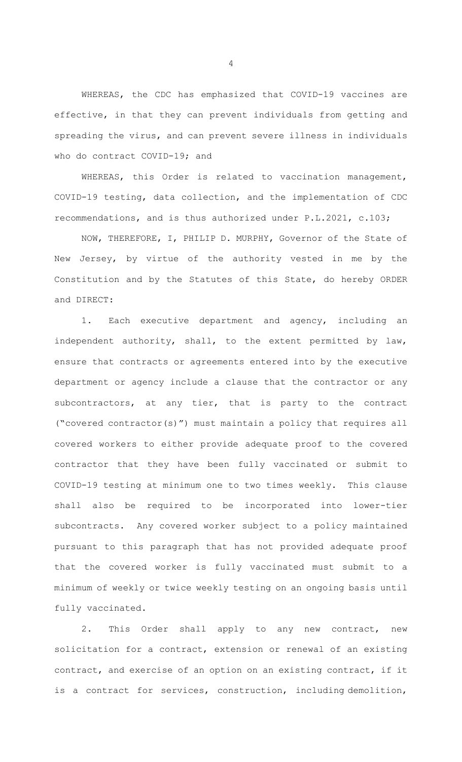WHEREAS, the CDC has emphasized that COVID-19 vaccines are effective, in that they can prevent individuals from getting and spreading the virus, and can prevent severe illness in individuals who do contract COVID-19; and

WHEREAS, this Order is related to vaccination management, COVID-19 testing, data collection, and the implementation of CDC recommendations, and is thus authorized under P.L.2021, c.103;

NOW, THEREFORE, I, PHILIP D. MURPHY, Governor of the State of New Jersey, by virtue of the authority vested in me by the Constitution and by the Statutes of this State, do hereby ORDER and DIRECT:

1. Each executive department and agency, including an independent authority, shall, to the extent permitted by law, ensure that contracts or agreements entered into by the executive department or agency include a clause that the contractor or any subcontractors, at any tier, that is party to the contract ("covered contractor(s)") must maintain a policy that requires all covered workers to either provide adequate proof to the covered contractor that they have been fully vaccinated or submit to COVID-19 testing at minimum one to two times weekly. This clause shall also be required to be incorporated into lower-tier subcontracts. Any covered worker subject to a policy maintained pursuant to this paragraph that has not provided adequate proof that the covered worker is fully vaccinated must submit to a minimum of weekly or twice weekly testing on an ongoing basis until fully vaccinated.

2. This Order shall apply to any new contract, new solicitation for a contract, extension or renewal of an existing contract, and exercise of an option on an existing contract, if it is a contract for services, construction, including demolition,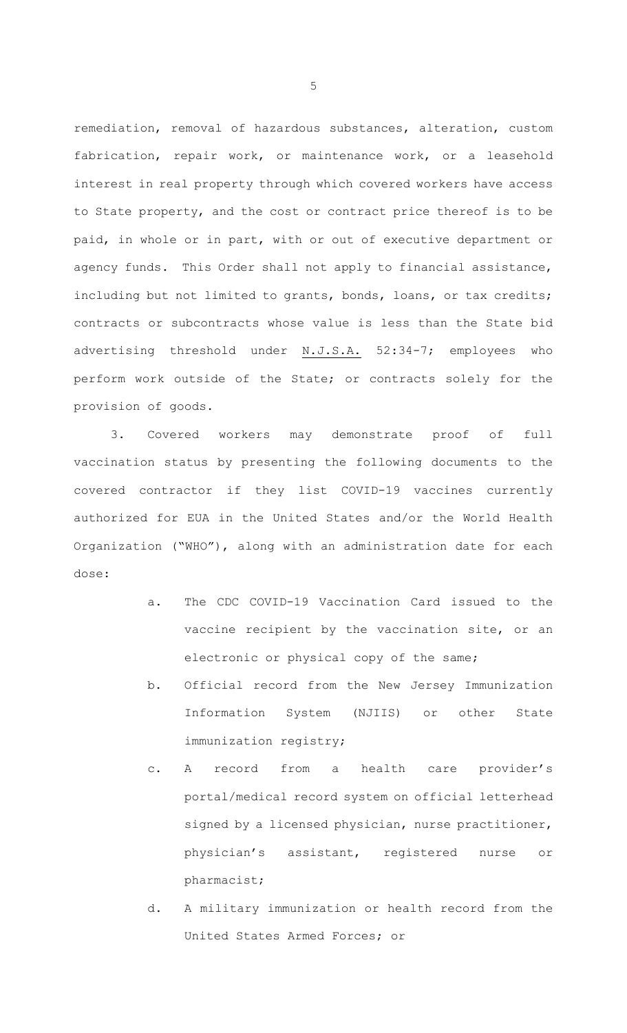remediation, removal of hazardous substances, alteration, custom fabrication, repair work, or maintenance work, or a leasehold interest in real property through which covered workers have access to State property, and the cost or contract price thereof is to be paid, in whole or in part, with or out of executive department or agency funds. This Order shall not apply to financial assistance, including but not limited to grants, bonds, loans, or tax credits; contracts or subcontracts whose value is less than the State bid advertising threshold under N.J.S.A. 52:34-7; employees who perform work outside of the State; or contracts solely for the provision of goods.

3. Covered workers may demonstrate proof of full vaccination status by presenting the following documents to the covered contractor if they list COVID-19 vaccines currently authorized for EUA in the United States and/or the World Health Organization ("WHO"), along with an administration date for each dose:

a. The CDC COVID-19 Vaccination Card issued to the vaccine recipient by the vaccination site, or an electronic or physical copy of the same;

b. Official record from the New Jersey Immunization Information System (NJIIS) or other State immunization registry;

c. A record from a health care provider's portal/medical record system on official letterhead signed by a licensed physician, nurse practitioner, physician's assistant, registered nurse or pharmacist;

d. A military immunization or health record from the United States Armed Forces; or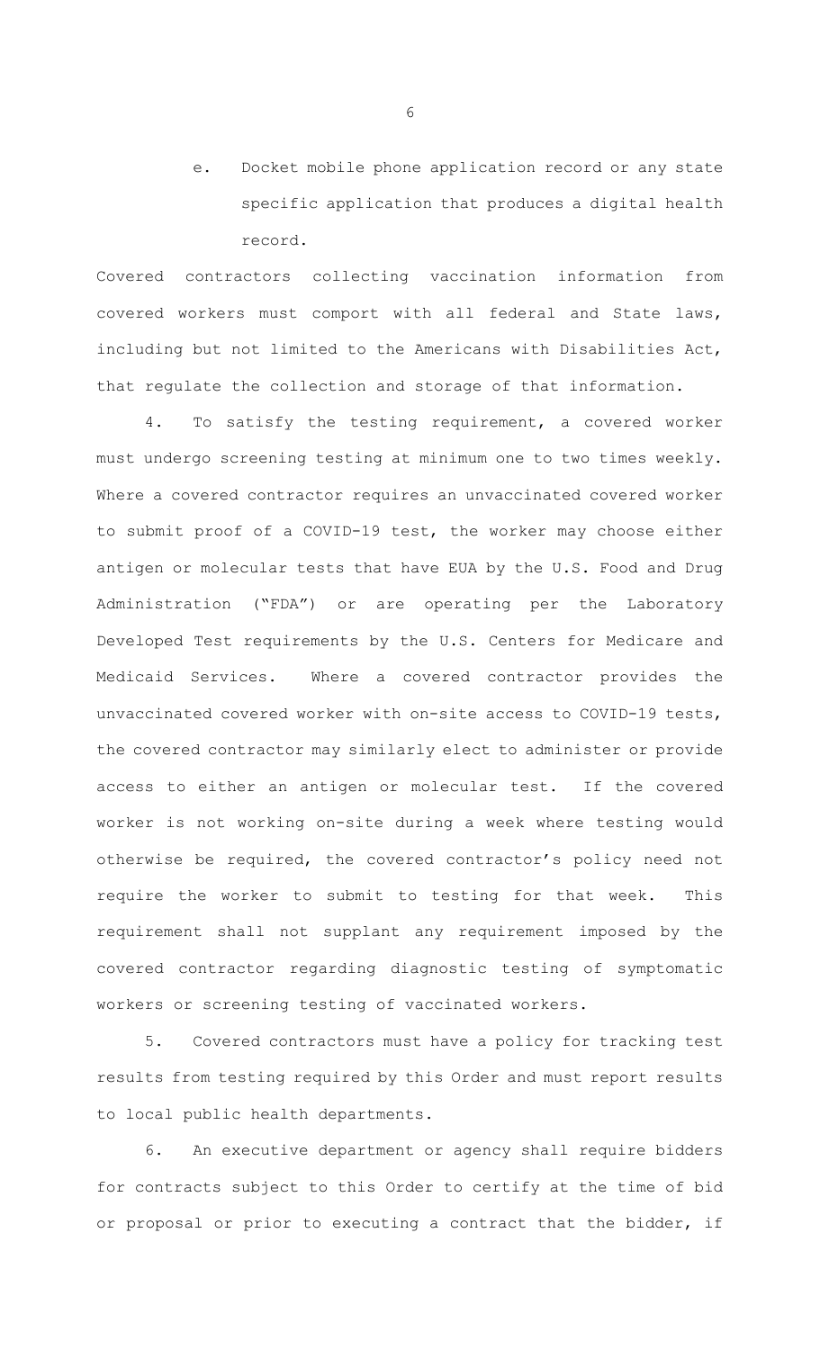e. Docket mobile phone application record or any state specific application that produces a digital health record.

Covered contractors collecting vaccination information from covered workers must comport with all federal and State laws, including but not limited to the Americans with Disabilities Act, that regulate the collection and storage of that information.

4. To satisfy the testing requirement, a covered worker must undergo screening testing at minimum one to two times weekly. Where a covered contractor requires an unvaccinated covered worker to submit proof of a COVID-19 test, the worker may choose either antigen or molecular tests that have EUA by the U.S. Food and Drug Administration ("FDA") or are operating per the Laboratory Developed Test requirements by the U.S. Centers for Medicare and Medicaid Services. Where a covered contractor provides the unvaccinated covered worker with on-site access to COVID-19 tests, the covered contractor may similarly elect to administer or provide access to either an antigen or molecular test. If the covered worker is not working on-site during a week where testing would otherwise be required, the covered contractor's policy need not require the worker to submit to testing for that week. This requirement shall not supplant any requirement imposed by the covered contractor regarding diagnostic testing of symptomatic workers or screening testing of vaccinated workers.

5. Covered contractors must have a policy for tracking test results from testing required by this Order and must report results to local public health departments.

6. An executive department or agency shall require bidders for contracts subject to this Order to certify at the time of bid or proposal or prior to executing a contract that the bidder, if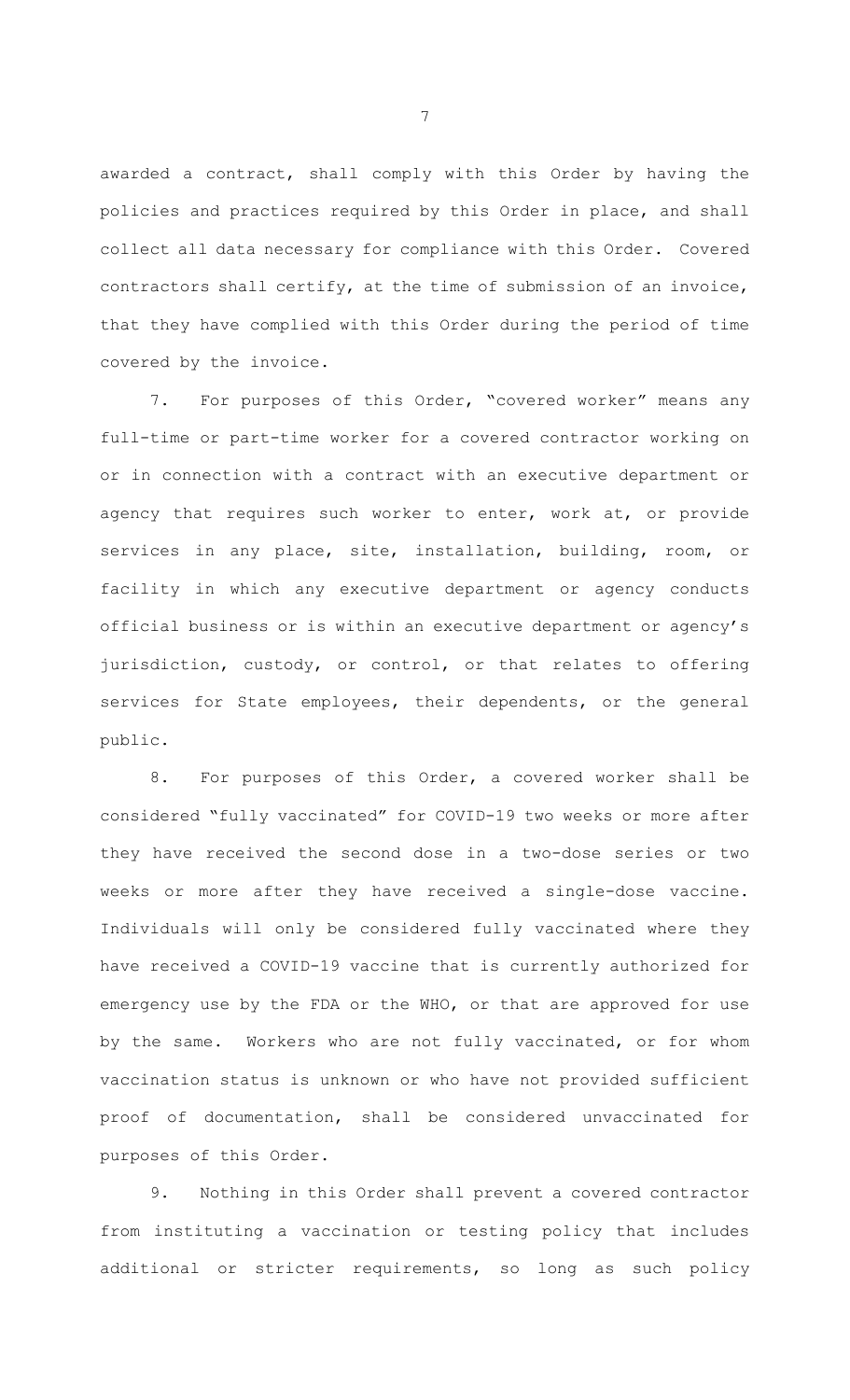awarded a contract, shall comply with this Order by having the policies and practices required by this Order in place, and shall collect all data necessary for compliance with this Order. Covered contractors shall certify, at the time of submission of an invoice, that they have complied with this Order during the period of time covered by the invoice.

7. For purposes of this Order, "covered worker" means any full-time or part-time worker for a covered contractor working on or in connection with a contract with an executive department or agency that requires such worker to enter, work at, or provide services in any place, site, installation, building, room, or facility in which any executive department or agency conducts official business or is within an executive department or agency's jurisdiction, custody, or control, or that relates to offering services for State employees, their dependents, or the general public.

8. For purposes of this Order, a covered worker shall be considered "fully vaccinated" for COVID-19 two weeks or more after they have received the second dose in a two-dose series or two weeks or more after they have received a single-dose vaccine. Individuals will only be considered fully vaccinated where they have received a COVID-19 vaccine that is currently authorized for emergency use by the FDA or the WHO, or that are approved for use by the same. Workers who are not fully vaccinated, or for whom vaccination status is unknown or who have not provided sufficient proof of documentation, shall be considered unvaccinated for purposes of this Order.

9. Nothing in this Order shall prevent a covered contractor from instituting a vaccination or testing policy that includes additional or stricter requirements, so long as such policy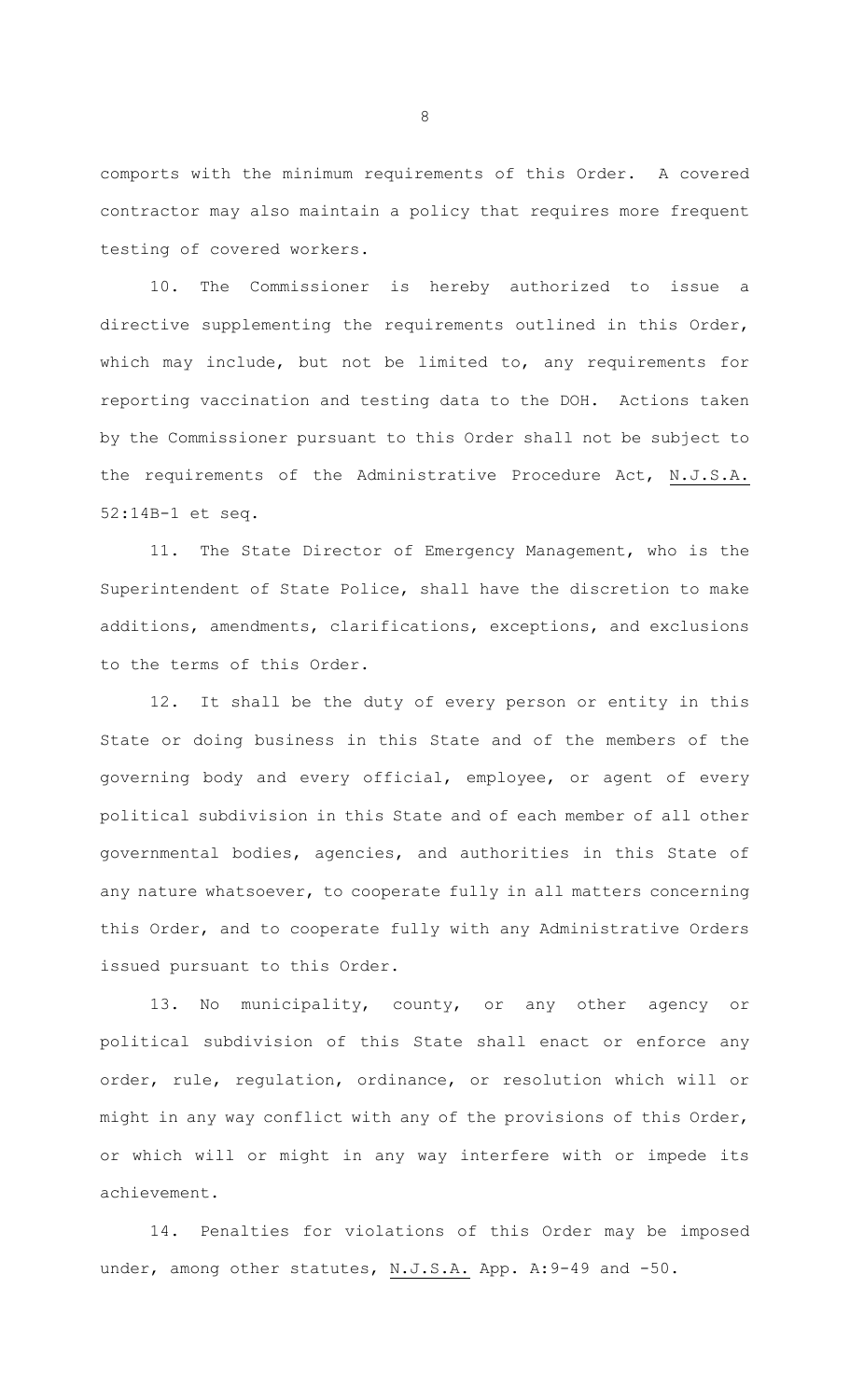comports with the minimum requirements of this Order. A covered contractor may also maintain a policy that requires more frequent testing of covered workers.

10. The Commissioner is hereby authorized to issue a directive supplementing the requirements outlined in this Order, which may include, but not be limited to, any requirements for reporting vaccination and testing data to the DOH. Actions taken by the Commissioner pursuant to this Order shall not be subject to the requirements of the Administrative Procedure Act, N.J.S.A. 52:14B-1 et seq.

11. The State Director of Emergency Management, who is the Superintendent of State Police, shall have the discretion to make additions, amendments, clarifications, exceptions, and exclusions to the terms of this Order.

12. It shall be the duty of every person or entity in this State or doing business in this State and of the members of the governing body and every official, employee, or agent of every political subdivision in this State and of each member of all other governmental bodies, agencies, and authorities in this State of any nature whatsoever, to cooperate fully in all matters concerning this Order, and to cooperate fully with any Administrative Orders issued pursuant to this Order.

13. No municipality, county, or any other agency or political subdivision of this State shall enact or enforce any order, rule, regulation, ordinance, or resolution which will or might in any way conflict with any of the provisions of this Order, or which will or might in any way interfere with or impede its achievement.

14. Penalties for violations of this Order may be imposed under, among other statutes, N.J.S.A. App. A:9-49 and -50.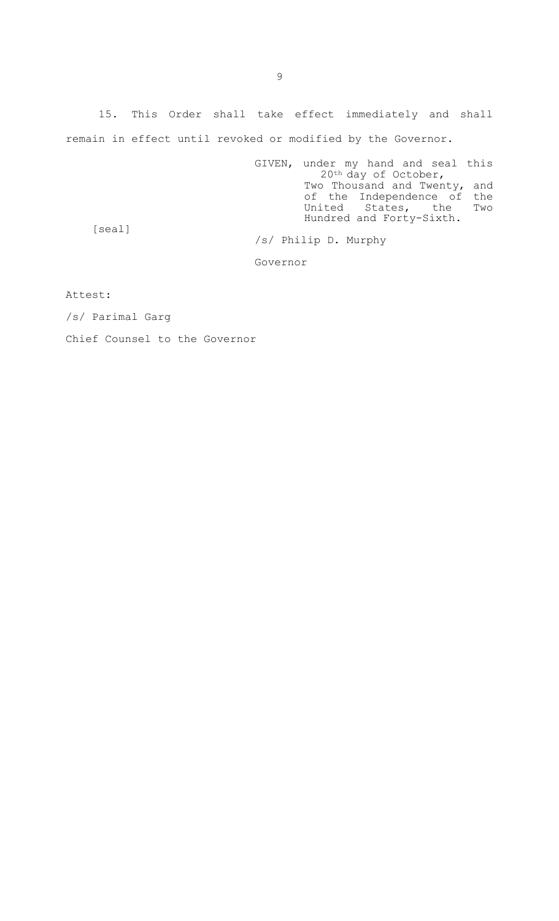15. This Order shall take effect immediately and shall remain in effect until revoked or modified by the Governor.

GIVEN, under my hand and seal this 20th day of October, Two Thousand and Twenty, and of the Independence of the United States, the Two Hundred and Forty-Sixth.

[seal]

/s/ Philip D. Murphy

Governor

Attest:

/s/ Parimal Garg

Chief Counsel to the Governor